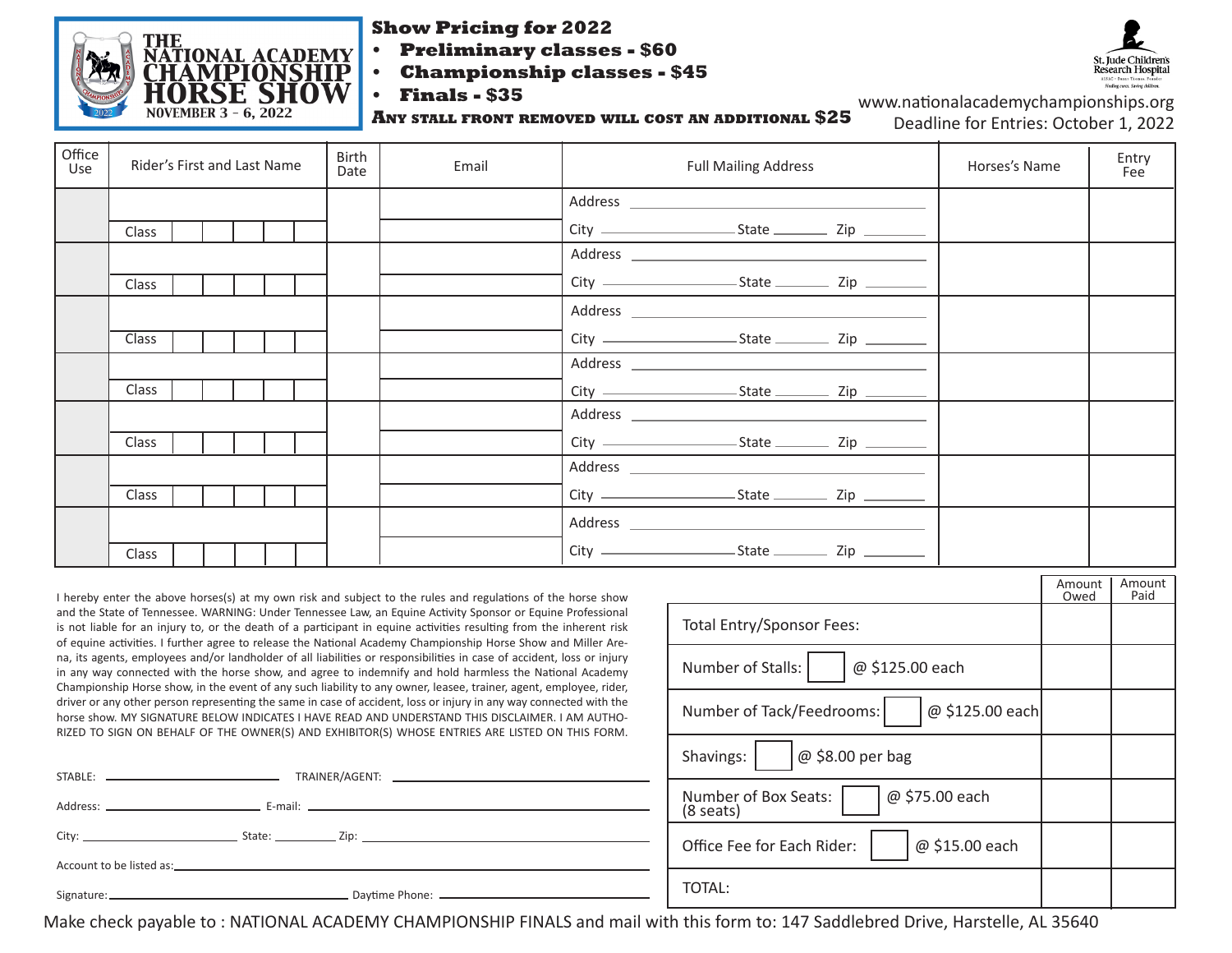# THE NATIONAL ACADEMY CHAMPIONSHIP HORSE SHOW

NOVEMBER 3 - 6, 2022

## Show Pricing for 2022

- **Preliminary classes - $60**
- **Championship classes - $45**
- **Finals - $35**

**ANY STALL FRONT REMOVED WILL COST AN ADDITIONAL $25**

St. Jude Children's Research Hospital

www.nationalacademychampionships.org

Deadline for Entries: October 1, 2022

| Office Use | Rider's First and Last Name | Birth Date | Email | Full Mailing Address | Horses's Name | Entry Fee |
|---|---|---|---|---|---|---|
| | | | | Address ______ | | |
| | Class | | | City ______ State ______ Zip ______ | | |
| | | | | Address ______ | | |
| | Class | | | City ______ State ______ Zip ______ | | |
| | | | | Address ______ | | |
| | Class | | | City ______ State ______ Zip ______ | | |
| | | | | Address ______ | | |
| | Class | | | City ______ State ______ Zip ______ | | |
| | | | | Address ______ | | |
| | Class | | | City ______ State ______ Zip ______ | | |
| | | | | Address ______ | | |
| | Class | | | City ______ State ______ Zip ______ | | |
| | | | | Address ______ | | |
| | Class | | | City ______ State ______ Zip ______ | | |

I hereby enter the above horses(s) at my own risk and subject to the rules and regulations of the horse show and the State of Tennessee. WARNING: Under Tennessee Law, an Equine Activity Sponsor or Equine Professional is not liable for an injury to, or the death of a participant in equine activities resulting from the inherent risk of equine activities. I further agree to release the National Academy Championship Horse Show and Miller Arena, its agents, employees and/or landholder of all liabilities or responsibilities in case of accident, loss or injury in any way connected with the horse show, and agree to indemnify and hold harmless the National Academy Championship Horse show, in the event of any such liability to any owner, leasee, trainer, agent, employee, rider, driver or any other person representing the same in case of accident, loss or injury in any way connected with the horse show. MY SIGNATURE BELOW INDICATES I HAVE READ AND UNDERSTAND THIS DISCLAIMER. I AM AUTHORIZED TO SIGN ON BEHALF OF THE OWNER(S) AND EXHIBITOR(S) WHOSE ENTRIES ARE LISTED ON THIS FORM.

STABLE: ______ TRAINER/AGENT: ______

Address: ______ E-mail: ______

City: ______ State: ______ Zip: ______

Account to be listed as: ______

Signature: ______ Daytime Phone: ______

| | Amount Owed | Amount Paid |
|---|---|---|
| Total Entry/Sponsor Fees: | | |
| Number of Stalls: [ ] @ $125.00 each | | |
| Number of Tack/Feedrooms: [ ] @ $125.00 each | | |
| Shavings: [ ] @ $8.00 per bag | | |
| Number of Box Seats: [ ] @ $75.00 each (8 seats) | | |
| Office Fee for Each Rider: [ ] @ $15.00 each | | |
| TOTAL: | | |

Make check payable to : NATIONAL ACADEMY CHAMPIONSHIP FINALS and mail with this form to: 147 Saddlebred Drive, Harstelle, AL 35640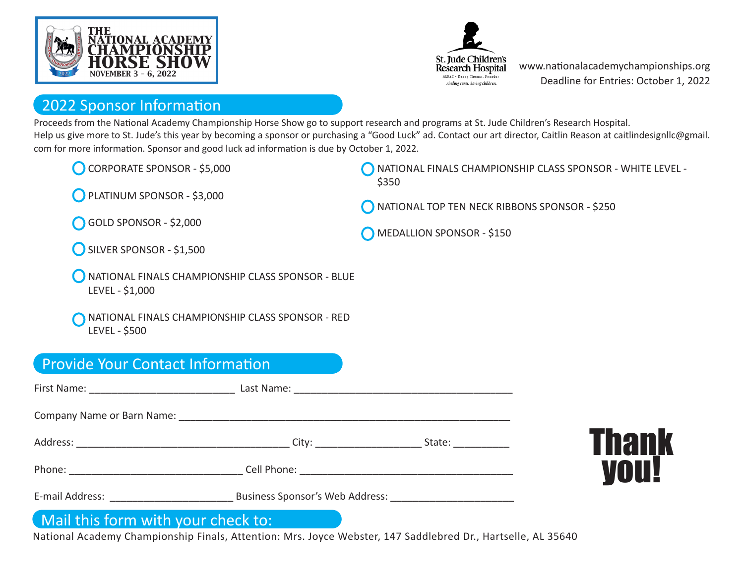THE NATIONAL ACADEMY CHAMPIONSHIP HORSE SHOW
NOVEMBER 3 - 6, 2022

St. Jude Children's Research Hospital
ALSAC · Danny Thomas, Founder
Finding cures. Saving children.

www.nationalacademychampionships.org
Deadline for Entries: October 1, 2022

## 2022 Sponsor Information

Proceeds from the National Academy Championship Horse Show go to support research and programs at St. Jude Children's Research Hospital.
Help us give more to St. Jude's this year by becoming a sponsor or purchasing a "Good Luck" ad. Contact our art director, Caitlin Reason at caitlindesignllc@gmail.com for more information. Sponsor and good luck ad information is due by October 1, 2022.

- ○ CORPORATE SPONSOR - $5,000
- ○ PLATINUM SPONSOR - $3,000
- ○ GOLD SPONSOR - $2,000
- ○ SILVER SPONSOR - $1,500
- ○ NATIONAL FINALS CHAMPIONSHIP CLASS SPONSOR - BLUE LEVEL - $1,000
- ○ NATIONAL FINALS CHAMPIONSHIP CLASS SPONSOR - RED LEVEL - $500
- ○ NATIONAL FINALS CHAMPIONSHIP CLASS SPONSOR - WHITE LEVEL - $350
- ○ NATIONAL TOP TEN NECK RIBBONS SPONSOR - $250
- ○ MEDALLION SPONSOR - $150

## Provide Your Contact Information

First Name: __________________________ Last Name: ________________________________________

Company Name or Barn Name: ____________________________________________________________

Address: ______________________________________ City: ___________________ State: __________

Phone: _______________________________ Cell Phone: ______________________________________

E-mail Address: ______________________ Business Sponsor's Web Address: ______________________

## Mail this form with your check to:

National Academy Championship Finals, Attention: Mrs. Joyce Webster, 147 Saddlebred Dr., Hartselle, AL 35640

**Thank you!**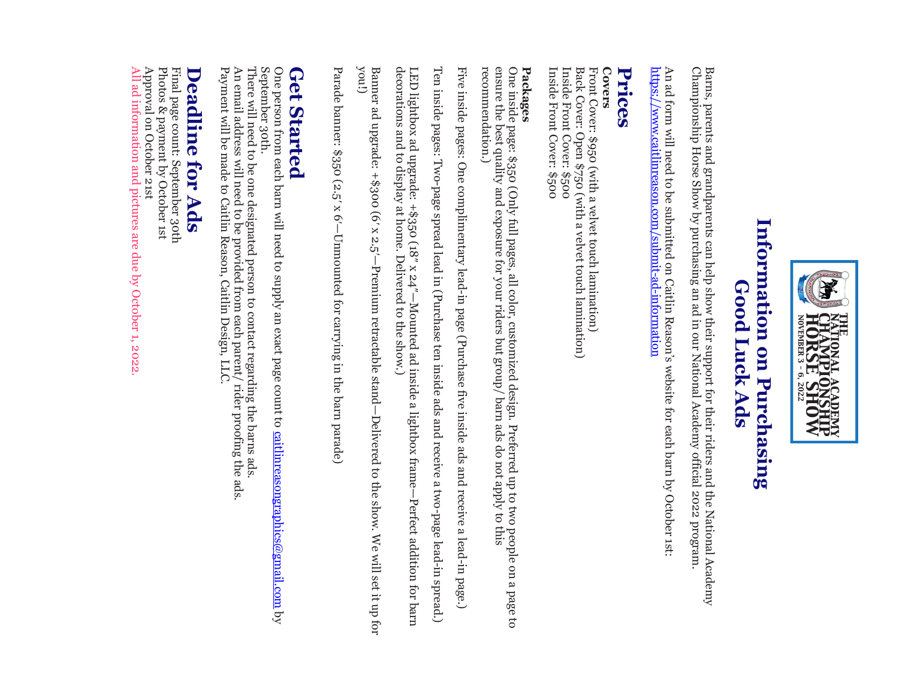THE NATIONAL ACADEMY CHAMPIONSHIP HORSE SHOW
NOVEMBER 3 - 6, 2022

# Information on Purchasing Good Luck Ads

Barns, parents and grandparents can help show their support for their riders and the National Academy Championship Horse Show by purchasing an ad in our National Academy official 2022 program.

An ad form will need to be submitted on Caitlin Reason's website for each barn by October 1st: https://www.caitlinreason.com/submit-ad-information

## Prices

**Covers**
Front Cover: $950 (with a velvet touch lamination)
Back Cover: Open $750 (with a velvet touch lamination)
Inside Front Cover: $500
Inside Front Cover: $500

**Packages**
One inside page: $350 (Only full pages, all color, customized design. Preferred up to two people on a page to ensure the best quality and exposure for your riders but group/ barn ads do not apply to this recommendation.)

Five inside pages: One complimentary lead-in page (Purchase five inside ads and receive a lead-in page.)

Ten inside pages: Two-page spread lead in (Purchase ten inside ads and receive a two-page lead-in spread.)

LED lightbox ad upgrade: +$350 (18" x 24"—Mounted ad inside a lightbox frame—Perfect addition for barn decorations and to display at home. Delivered to the show.)

Banner ad upgrade: +$300 (6' x 2.5'—Premium retractable stand—Delivered to the show. We will set it up for you!)

Parade banner: $350 (2.5' x 6'—Unmounted for carrying in the barn parade)

## Get Started

One person from each barn will need to supply an exact page count to caitlinreasongraphics@gmail.com by September 30th.
There will need to be one designated person to contact regarding the barns ads.
An email address will need to be provided from each parent/ rider proofing the ads.
Payment will be made to Caitlin Reason, Caitlin Design, LLC.

## Deadline for Ads

Final page count: September 30th
Photos & payment by October 1st
Approval on October 21st
All ad information and pictures are due by October 1, 2022.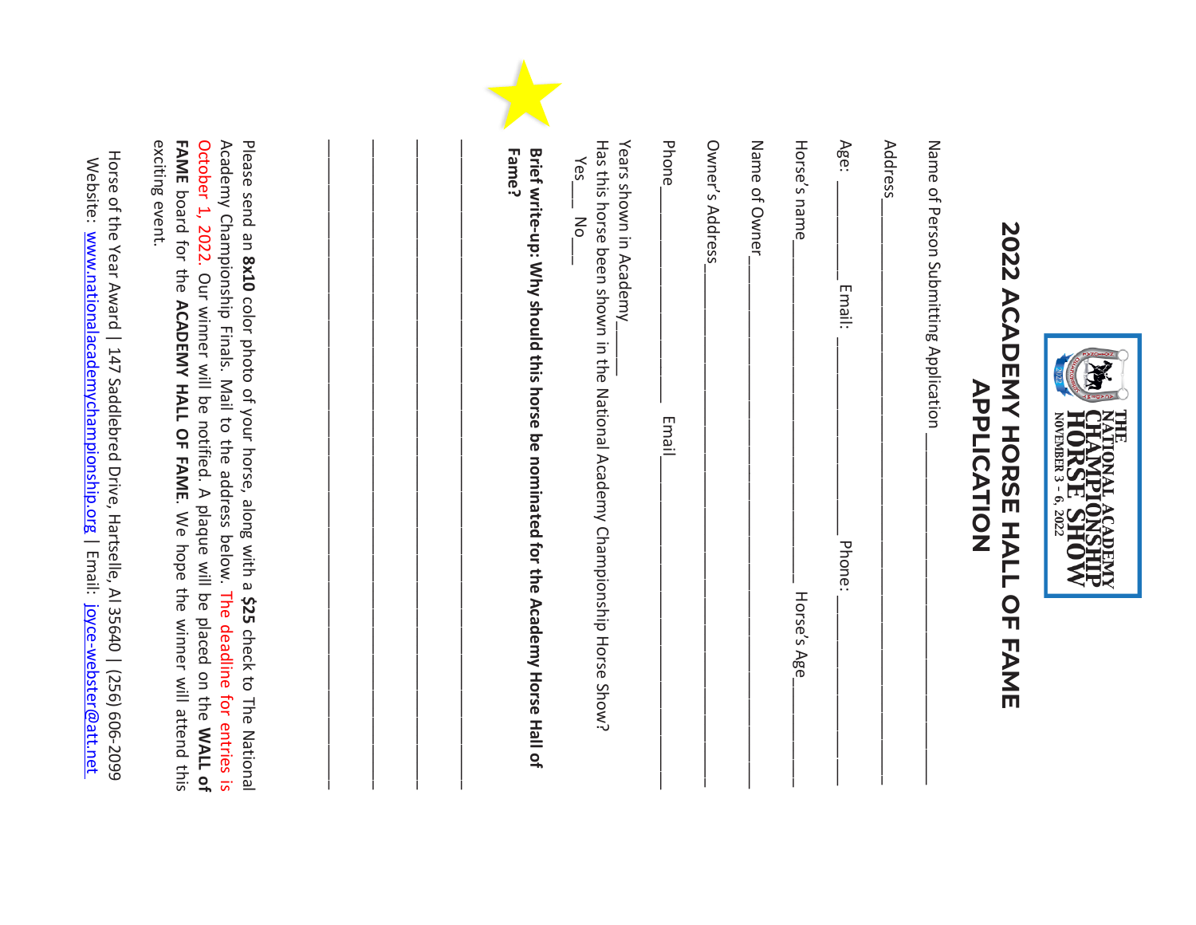THE NATIONAL ACADEMY CHAMPIONSHIP HORSE SHOW
NOVEMBER 3 - 6, 2022

# 2022 ACADEMY HORSE HALL OF FAME APPLICATION

Name of Person Submitting Application ____________________________

Address____________________________________________________

Age: ____________ Email: ____________________ Phone: ____________

Horse's name________________________________ Horse's Age________

Name of Owner_______________________________________________

Owner's Address_____________________________________________

Phone_________________________ Email_______________________

Years shown in Academy________

Has this horse been shown in the National Academy Championship Horse Show?
Yes___ No___

**Brief write-up: Why should this horse be nominated for the Academy Horse Hall of Fame?**

_____________________________________________________________

_____________________________________________________________

_____________________________________________________________

_____________________________________________________________

_____________________________________________________________

Please send an **8x10** color photo of your horse, along with a **$25** check to The National Academy Championship Finals. Mail to the address below. The deadline for entries is October 1, 2022. Our winner will be notified. A plaque will be placed on the **WALL of FAME** board for the **ACADEMY HALL OF FAME**. We hope the winner will attend this exciting event.

Horse of the Year Award | 147 Saddlebred Drive, Hartselle, Al 35640 | (256) 606-2099
Website: www.nationalacademychampionship.org | Email: joyce-webster@att.net